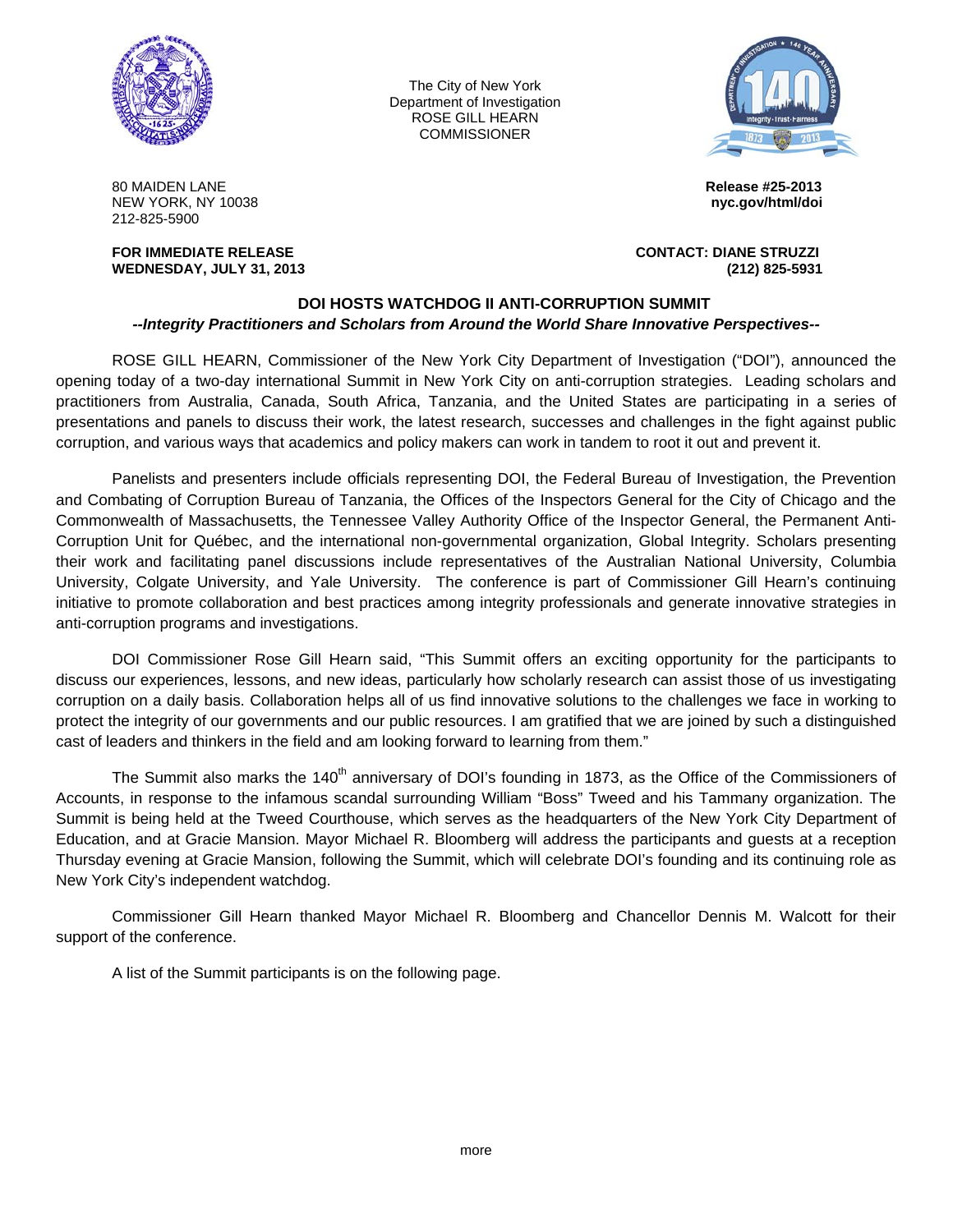The City of New York
Department of Investigation
ROSE GILL HEARN
COMMISSIONER

80 MAIDEN LANE
NEW YORK, NY 10038
212-825-5900

**Release #25-2013**
**nyc.gov/html/doi**

**FOR IMMEDIATE RELEASE**
**WEDNESDAY, JULY 31, 2013**

**CONTACT: DIANE STRUZZI**
**(212) 825-5931**

## DOI HOSTS WATCHDOG II ANTI-CORRUPTION SUMMIT

***--Integrity Practitioners and Scholars from Around the World Share Innovative Perspectives--***

ROSE GILL HEARN, Commissioner of the New York City Department of Investigation ("DOI"), announced the opening today of a two-day international Summit in New York City on anti-corruption strategies. Leading scholars and practitioners from Australia, Canada, South Africa, Tanzania, and the United States are participating in a series of presentations and panels to discuss their work, the latest research, successes and challenges in the fight against public corruption, and various ways that academics and policy makers can work in tandem to root it out and prevent it.

Panelists and presenters include officials representing DOI, the Federal Bureau of Investigation, the Prevention and Combating of Corruption Bureau of Tanzania, the Offices of the Inspectors General for the City of Chicago and the Commonwealth of Massachusetts, the Tennessee Valley Authority Office of the Inspector General, the Permanent Anti-Corruption Unit for Québec, and the international non-governmental organization, Global Integrity. Scholars presenting their work and facilitating panel discussions include representatives of the Australian National University, Columbia University, Colgate University, and Yale University. The conference is part of Commissioner Gill Hearn's continuing initiative to promote collaboration and best practices among integrity professionals and generate innovative strategies in anti-corruption programs and investigations.

DOI Commissioner Rose Gill Hearn said, "This Summit offers an exciting opportunity for the participants to discuss our experiences, lessons, and new ideas, particularly how scholarly research can assist those of us investigating corruption on a daily basis. Collaboration helps all of us find innovative solutions to the challenges we face in working to protect the integrity of our governments and our public resources. I am gratified that we are joined by such a distinguished cast of leaders and thinkers in the field and am looking forward to learning from them."

The Summit also marks the 140th anniversary of DOI's founding in 1873, as the Office of the Commissioners of Accounts, in response to the infamous scandal surrounding William "Boss" Tweed and his Tammany organization. The Summit is being held at the Tweed Courthouse, which serves as the headquarters of the New York City Department of Education, and at Gracie Mansion. Mayor Michael R. Bloomberg will address the participants and guests at a reception Thursday evening at Gracie Mansion, following the Summit, which will celebrate DOI's founding and its continuing role as New York City's independent watchdog.

Commissioner Gill Hearn thanked Mayor Michael R. Bloomberg and Chancellor Dennis M. Walcott for their support of the conference.

A list of the Summit participants is on the following page.

more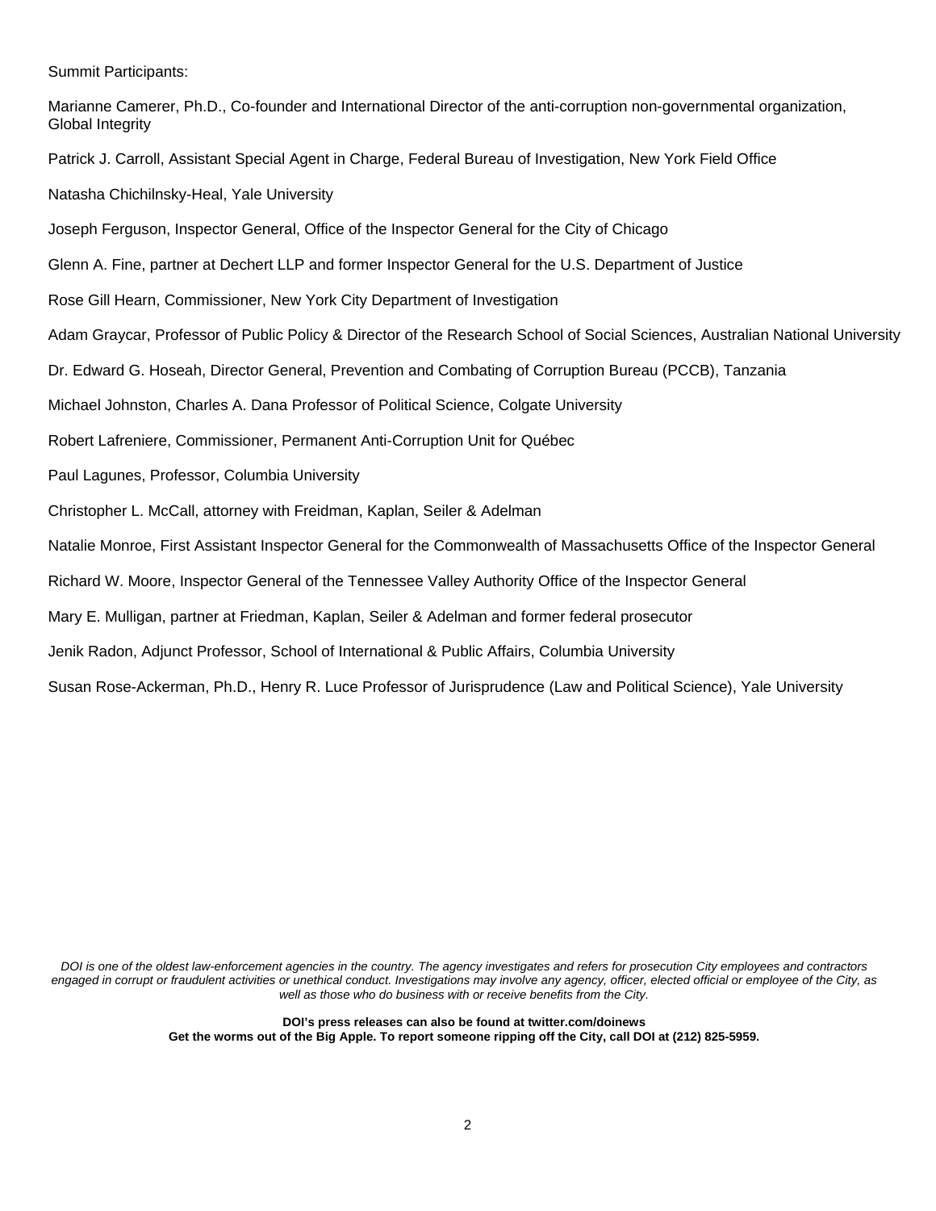Summit Participants:

Marianne Camerer, Ph.D., Co-founder and International Director of the anti-corruption non-governmental organization, Global Integrity

Patrick J. Carroll, Assistant Special Agent in Charge, Federal Bureau of Investigation, New York Field Office

Natasha Chichilnsky-Heal, Yale University

Joseph Ferguson, Inspector General, Office of the Inspector General for the City of Chicago

Glenn A. Fine, partner at Dechert LLP and former Inspector General for the U.S. Department of Justice

Rose Gill Hearn, Commissioner, New York City Department of Investigation

Adam Graycar, Professor of Public Policy & Director of the Research School of Social Sciences, Australian National University

Dr. Edward G. Hoseah, Director General, Prevention and Combating of Corruption Bureau (PCCB), Tanzania

Michael Johnston, Charles A. Dana Professor of Political Science, Colgate University

Robert Lafreniere, Commissioner, Permanent Anti-Corruption Unit for Québec

Paul Lagunes, Professor, Columbia University

Christopher L. McCall, attorney with Freidman, Kaplan, Seiler & Adelman

Natalie Monroe, First Assistant Inspector General for the Commonwealth of Massachusetts Office of the Inspector General

Richard W. Moore, Inspector General of the Tennessee Valley Authority Office of the Inspector General

Mary E. Mulligan, partner at Friedman, Kaplan, Seiler & Adelman and former federal prosecutor

Jenik Radon, Adjunct Professor, School of International & Public Affairs, Columbia University

Susan Rose-Ackerman, Ph.D., Henry R. Luce Professor of Jurisprudence (Law and Political Science), Yale University

*DOI is one of the oldest law-enforcement agencies in the country. The agency investigates and refers for prosecution City employees and contractors engaged in corrupt or fraudulent activities or unethical conduct. Investigations may involve any agency, officer, elected official or employee of the City, as well as those who do business with or receive benefits from the City.*

**DOI's press releases can also be found at twitter.com/doinews**
**Get the worms out of the Big Apple. To report someone ripping off the City, call DOI at (212) 825-5959.**